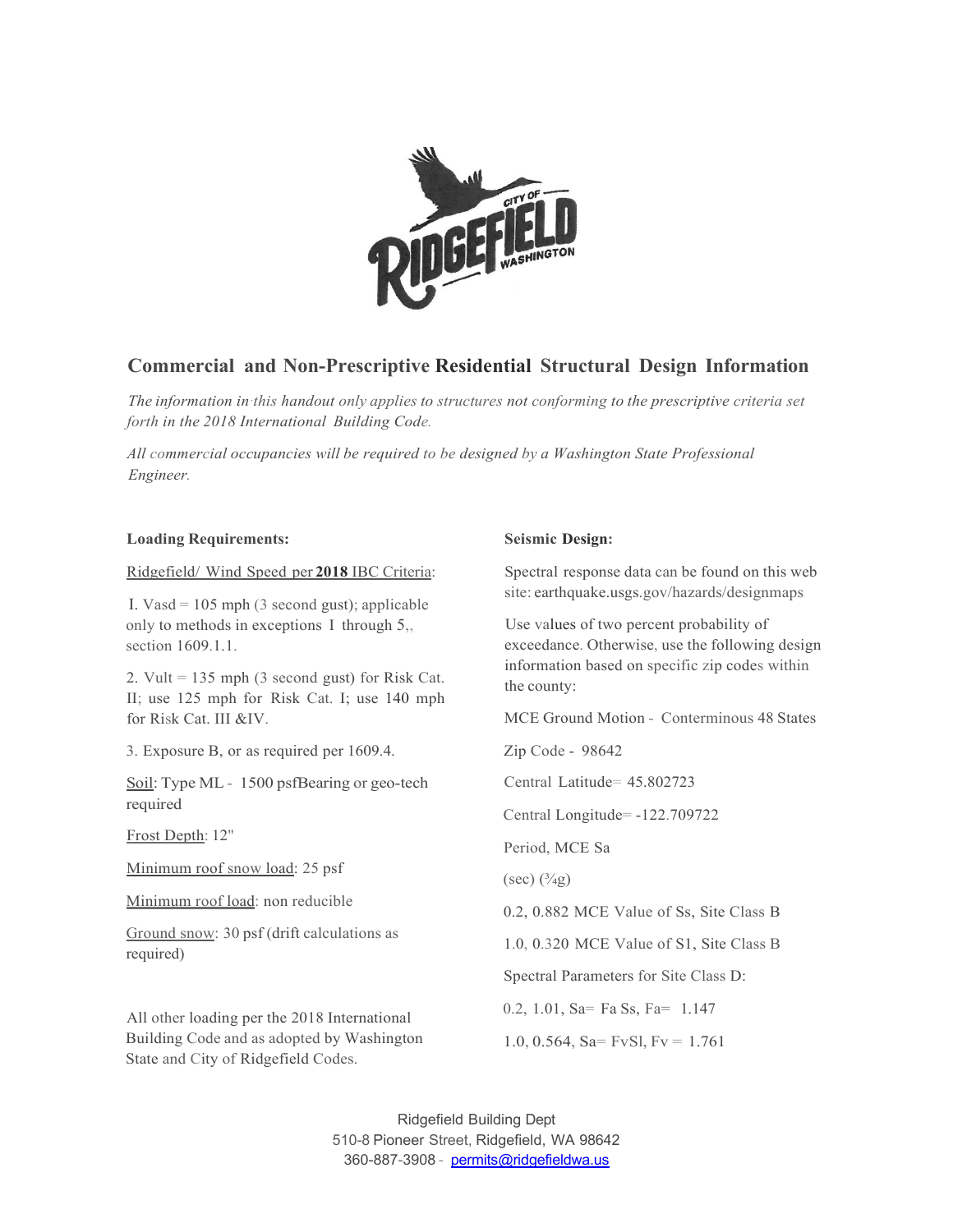CITY OF RIDGEFIELD WASHINGTON

## Commercial and Non-Prescriptive Residential Structural Design Information

*The information in this handout only applies to structures not conforming to the prescriptive criteria set forth in the 2018 International Building Code.*

*All commercial occupancies will be required to be designed by a Washington State Professional Engineer.*

### Loading Requirements:

Ridgefield/ Wind Speed per **2018** IBC Criteria:

1. Vasd = 105 mph (3 second gust); applicable only to methods in exceptions 1 through 5,, section 1609.1.1.

2. Vult = 135 mph (3 second gust) for Risk Cat. II; use 125 mph for Risk Cat. I; use 140 mph for Risk Cat. III &IV.

3. Exposure B, or as required per 1609.4.

Soil: Type ML - 1500 psfBearing or geo-tech required

Frost Depth: 12"

Minimum roof snow load: 25 psf

Minimum roof load: non reducible

Ground snow: 30 psf (drift calculations as required)

All other loading per the 2018 International Building Code and as adopted by Washington State and City of Ridgefield Codes.

### Seismic Design:

Spectral response data can be found on this web site: earthquake.usgs.gov/hazards/designmaps

Use values of two percent probability of exceedance. Otherwise, use the following design information based on specific zip codes within the county:

MCE Ground Motion - Conterminous 48 States

Zip Code - 98642

Central Latitude= 45.802723

Central Longitude= -122.709722

Period, MCE Sa

(sec) (¾g)

0.2, 0.882 MCE Value of Ss, Site Class B

1.0, 0.320 MCE Value of S1, Site Class B

Spectral Parameters for Site Class D:

0.2, 1.01, Sa= Fa Ss, Fa= 1.147

1.0, 0.564, Sa= FvSl, Fv = 1.761

Ridgefield Building Dept
510-8 Pioneer Street, Ridgefield, WA 98642
360-887-3908 - permits@ridgefieldwa.us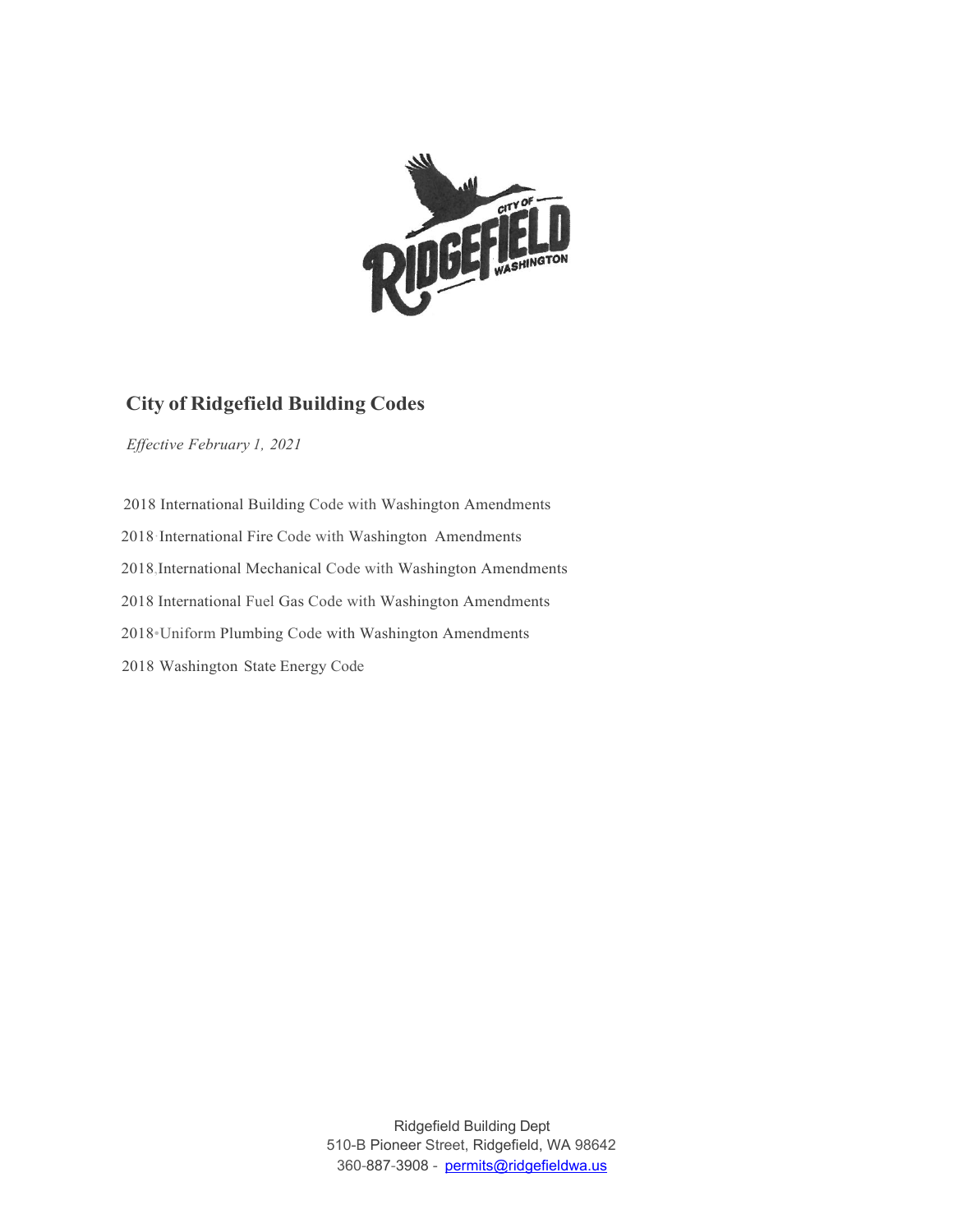# City of Ridgefield Building Codes

*Effective February 1, 2021*

2018 International Building Code with Washington Amendments

2018 International Fire Code with Washington Amendments

2018 International Mechanical Code with Washington Amendments

2018 International Fuel Gas Code with Washington Amendments

2018 Uniform Plumbing Code with Washington Amendments

2018 Washington State Energy Code

Ridgefield Building Dept
510-B Pioneer Street, Ridgefield, WA 98642
360-887-3908 - permits@ridgefieldwa.us